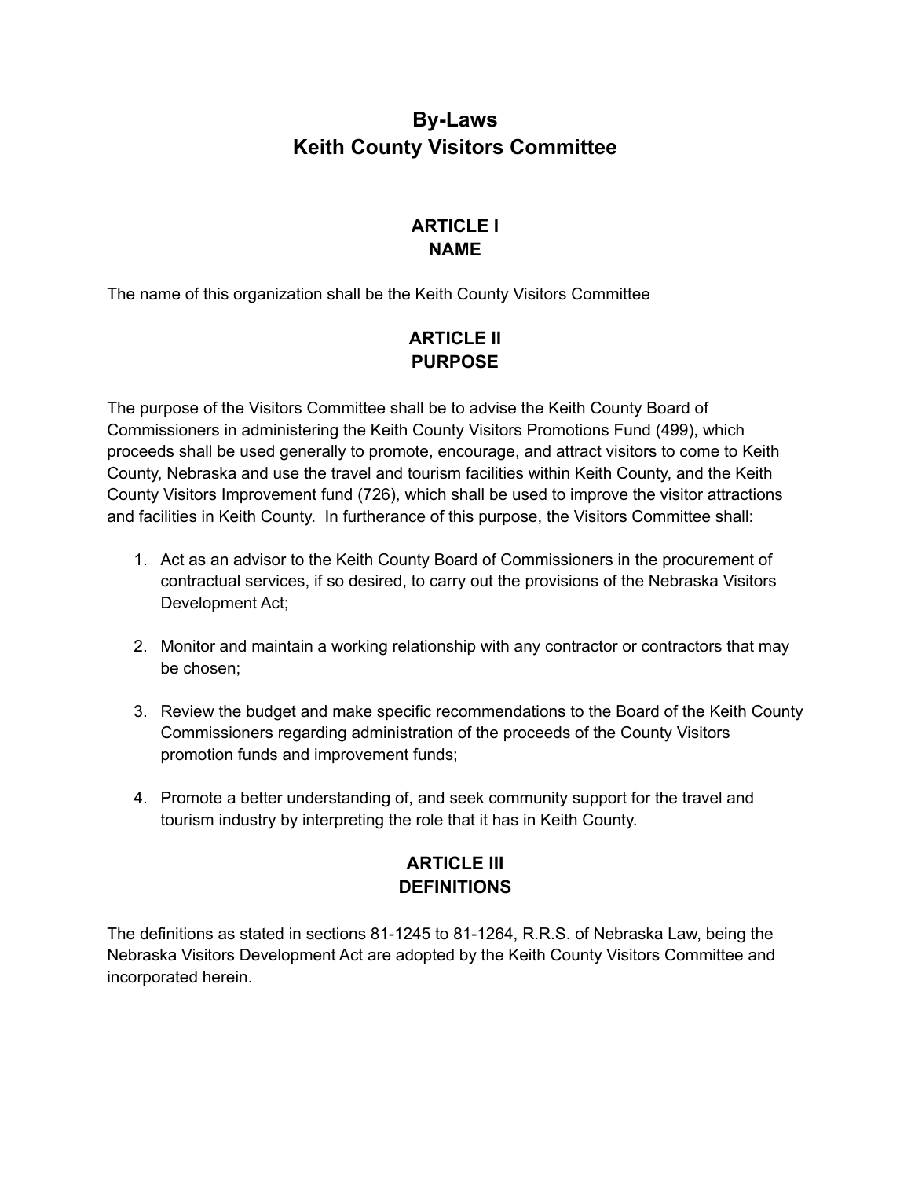# By-Laws
# Keith County Visitors Committee

## ARTICLE I
## NAME

The name of this organization shall be the Keith County Visitors Committee

## ARTICLE II
## PURPOSE

The purpose of the Visitors Committee shall be to advise the Keith County Board of Commissioners in administering the Keith County Visitors Promotions Fund (499), which proceeds shall be used generally to promote, encourage, and attract visitors to come to Keith County, Nebraska and use the travel and tourism facilities within Keith County, and the Keith County Visitors Improvement fund (726), which shall be used to improve the visitor attractions and facilities in Keith County. In furtherance of this purpose, the Visitors Committee shall:

1. Act as an advisor to the Keith County Board of Commissioners in the procurement of contractual services, if so desired, to carry out the provisions of the Nebraska Visitors Development Act;

2. Monitor and maintain a working relationship with any contractor or contractors that may be chosen;

3. Review the budget and make specific recommendations to the Board of the Keith County Commissioners regarding administration of the proceeds of the County Visitors promotion funds and improvement funds;

4. Promote a better understanding of, and seek community support for the travel and tourism industry by interpreting the role that it has in Keith County.

## ARTICLE III
## DEFINITIONS

The definitions as stated in sections 81-1245 to 81-1264, R.R.S. of Nebraska Law, being the Nebraska Visitors Development Act are adopted by the Keith County Visitors Committee and incorporated herein.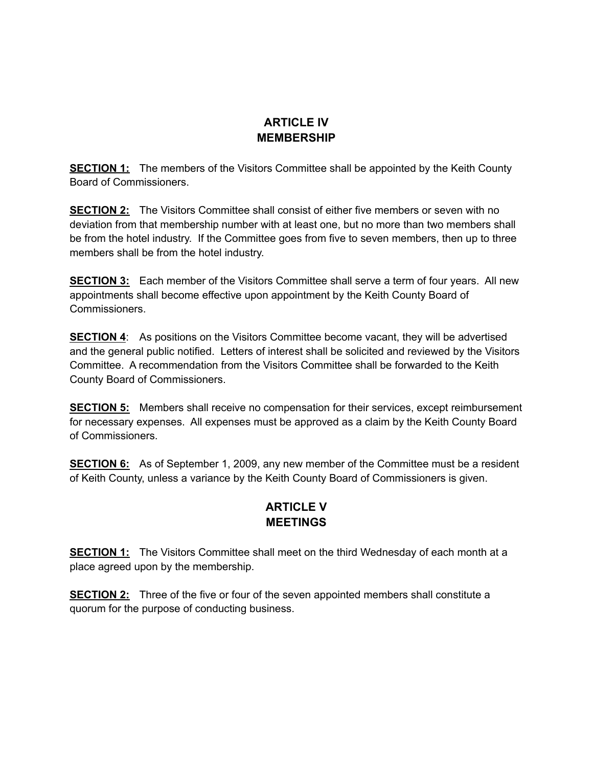## ARTICLE IV
## MEMBERSHIP

**SECTION 1:** The members of the Visitors Committee shall be appointed by the Keith County Board of Commissioners.

**SECTION 2:** The Visitors Committee shall consist of either five members or seven with no deviation from that membership number with at least one, but no more than two members shall be from the hotel industry. If the Committee goes from five to seven members, then up to three members shall be from the hotel industry.

**SECTION 3:** Each member of the Visitors Committee shall serve a term of four years. All new appointments shall become effective upon appointment by the Keith County Board of Commissioners.

**SECTION 4**: As positions on the Visitors Committee become vacant, they will be advertised and the general public notified. Letters of interest shall be solicited and reviewed by the Visitors Committee. A recommendation from the Visitors Committee shall be forwarded to the Keith County Board of Commissioners.

**SECTION 5:** Members shall receive no compensation for their services, except reimbursement for necessary expenses. All expenses must be approved as a claim by the Keith County Board of Commissioners.

**SECTION 6:** As of September 1, 2009, any new member of the Committee must be a resident of Keith County, unless a variance by the Keith County Board of Commissioners is given.

## ARTICLE V
## MEETINGS

**SECTION 1:** The Visitors Committee shall meet on the third Wednesday of each month at a place agreed upon by the membership.

**SECTION 2:** Three of the five or four of the seven appointed members shall constitute a quorum for the purpose of conducting business.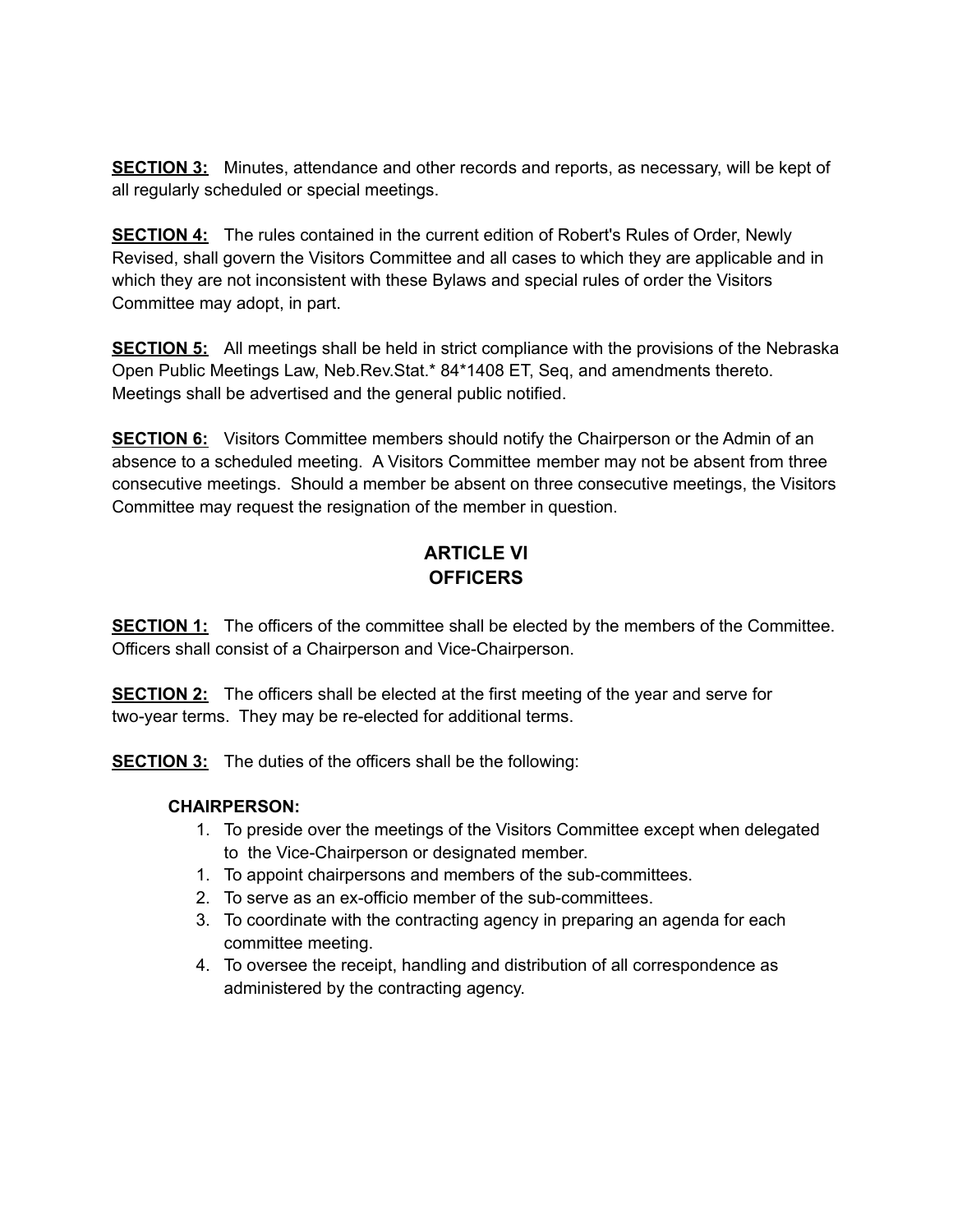**SECTION 3:** Minutes, attendance and other records and reports, as necessary, will be kept of all regularly scheduled or special meetings.

**SECTION 4:** The rules contained in the current edition of Robert's Rules of Order, Newly Revised, shall govern the Visitors Committee and all cases to which they are applicable and in which they are not inconsistent with these Bylaws and special rules of order the Visitors Committee may adopt, in part.

**SECTION 5:** All meetings shall be held in strict compliance with the provisions of the Nebraska Open Public Meetings Law, Neb.Rev.Stat.* 84*1408 ET, Seq, and amendments thereto. Meetings shall be advertised and the general public notified.

**SECTION 6:** Visitors Committee members should notify the Chairperson or the Admin of an absence to a scheduled meeting. A Visitors Committee member may not be absent from three consecutive meetings. Should a member be absent on three consecutive meetings, the Visitors Committee may request the resignation of the member in question.

## ARTICLE VI
## OFFICERS

**SECTION 1:** The officers of the committee shall be elected by the members of the Committee. Officers shall consist of a Chairperson and Vice-Chairperson.

**SECTION 2:** The officers shall be elected at the first meeting of the year and serve for two-year terms. They may be re-elected for additional terms.

**SECTION 3:** The duties of the officers shall be the following:

**CHAIRPERSON:**

1. To preside over the meetings of the Visitors Committee except when delegated to the Vice-Chairperson or designated member.
1. To appoint chairpersons and members of the sub-committees.
2. To serve as an ex-officio member of the sub-committees.
3. To coordinate with the contracting agency in preparing an agenda for each committee meeting.
4. To oversee the receipt, handling and distribution of all correspondence as administered by the contracting agency.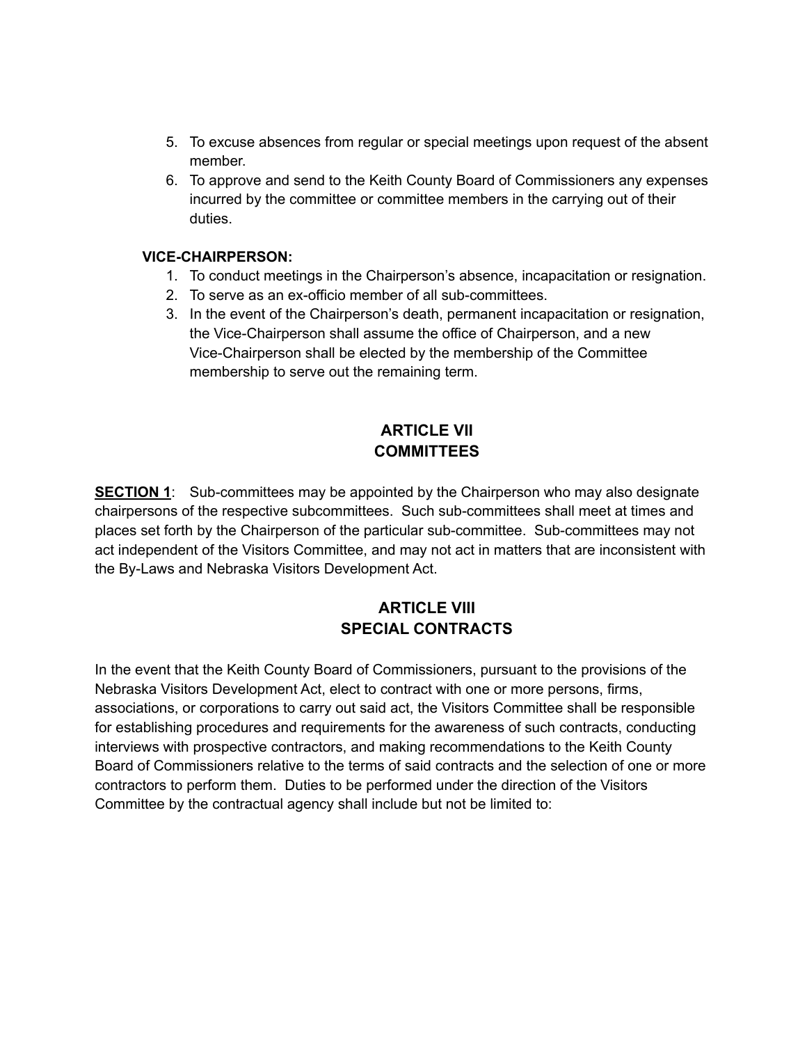5. To excuse absences from regular or special meetings upon request of the absent member.
6. To approve and send to the Keith County Board of Commissioners any expenses incurred by the committee or committee members in the carrying out of their duties.

**VICE-CHAIRPERSON:**

1. To conduct meetings in the Chairperson's absence, incapacitation or resignation.
2. To serve as an ex-officio member of all sub-committees.
3. In the event of the Chairperson's death, permanent incapacitation or resignation, the Vice-Chairperson shall assume the office of Chairperson, and a new Vice-Chairperson shall be elected by the membership of the Committee membership to serve out the remaining term.

## ARTICLE VII
## COMMITTEES

**SECTION 1**: Sub-committees may be appointed by the Chairperson who may also designate chairpersons of the respective subcommittees. Such sub-committees shall meet at times and places set forth by the Chairperson of the particular sub-committee. Sub-committees may not act independent of the Visitors Committee, and may not act in matters that are inconsistent with the By-Laws and Nebraska Visitors Development Act.

## ARTICLE VIII
## SPECIAL CONTRACTS

In the event that the Keith County Board of Commissioners, pursuant to the provisions of the Nebraska Visitors Development Act, elect to contract with one or more persons, firms, associations, or corporations to carry out said act, the Visitors Committee shall be responsible for establishing procedures and requirements for the awareness of such contracts, conducting interviews with prospective contractors, and making recommendations to the Keith County Board of Commissioners relative to the terms of said contracts and the selection of one or more contractors to perform them. Duties to be performed under the direction of the Visitors Committee by the contractual agency shall include but not be limited to: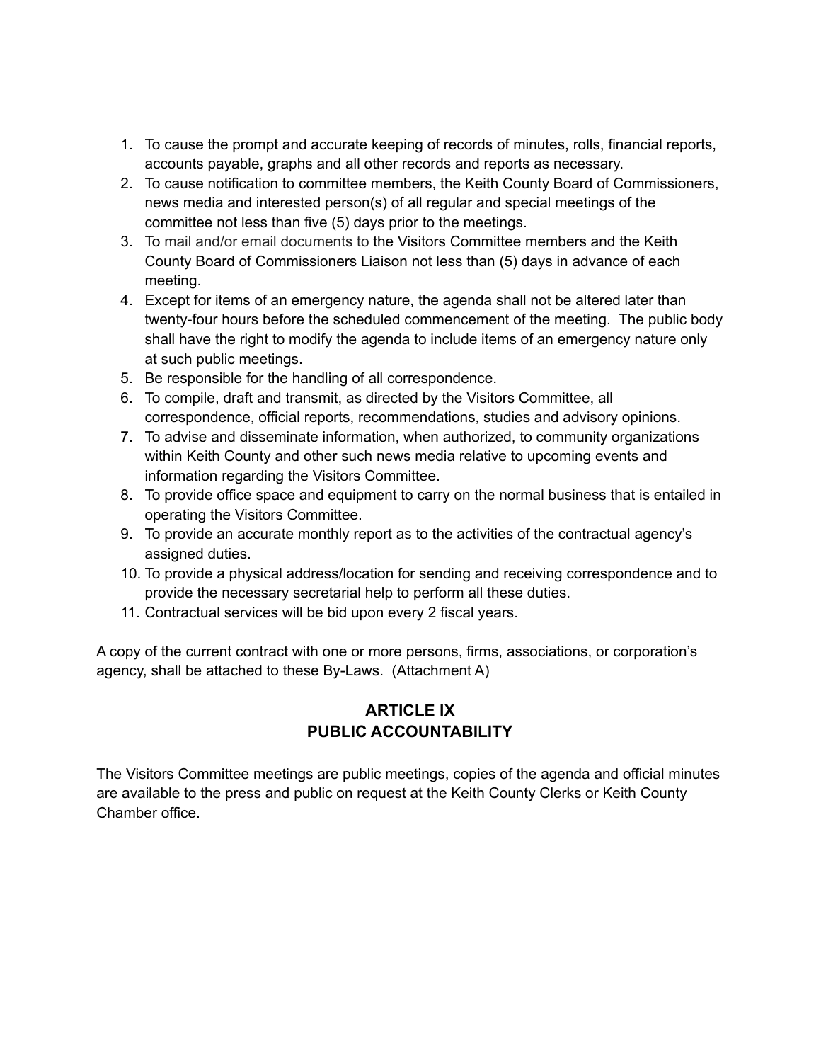1. To cause the prompt and accurate keeping of records of minutes, rolls, financial reports, accounts payable, graphs and all other records and reports as necessary.
2. To cause notification to committee members, the Keith County Board of Commissioners, news media and interested person(s) of all regular and special meetings of the committee not less than five (5) days prior to the meetings.
3. To mail and/or email documents to the Visitors Committee members and the Keith County Board of Commissioners Liaison not less than (5) days in advance of each meeting.
4. Except for items of an emergency nature, the agenda shall not be altered later than twenty-four hours before the scheduled commencement of the meeting. The public body shall have the right to modify the agenda to include items of an emergency nature only at such public meetings.
5. Be responsible for the handling of all correspondence.
6. To compile, draft and transmit, as directed by the Visitors Committee, all correspondence, official reports, recommendations, studies and advisory opinions.
7. To advise and disseminate information, when authorized, to community organizations within Keith County and other such news media relative to upcoming events and information regarding the Visitors Committee.
8. To provide office space and equipment to carry on the normal business that is entailed in operating the Visitors Committee.
9. To provide an accurate monthly report as to the activities of the contractual agency's assigned duties.
10. To provide a physical address/location for sending and receiving correspondence and to provide the necessary secretarial help to perform all these duties.
11. Contractual services will be bid upon every 2 fiscal years.

A copy of the current contract with one or more persons, firms, associations, or corporation's agency, shall be attached to these By-Laws. (Attachment A)

## ARTICLE IX
## PUBLIC ACCOUNTABILITY

The Visitors Committee meetings are public meetings, copies of the agenda and official minutes are available to the press and public on request at the Keith County Clerks or Keith County Chamber office.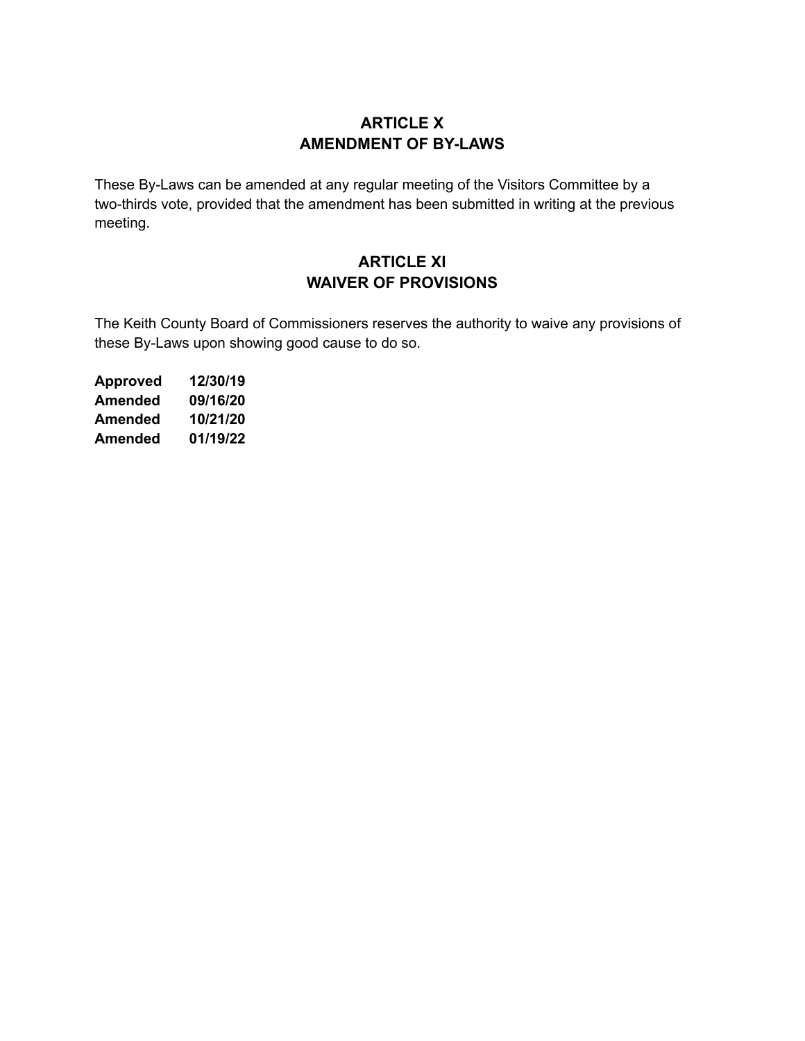## ARTICLE X
## AMENDMENT OF BY-LAWS

These By-Laws can be amended at any regular meeting of the Visitors Committee by a two-thirds vote, provided that the amendment has been submitted in writing at the previous meeting.

## ARTICLE XI
## WAIVER OF PROVISIONS

The Keith County Board of Commissioners reserves the authority to waive any provisions of these By-Laws upon showing good cause to do so.

**Approved 12/30/19**
**Amended 09/16/20**
**Amended 10/21/20**
**Amended 01/19/22**